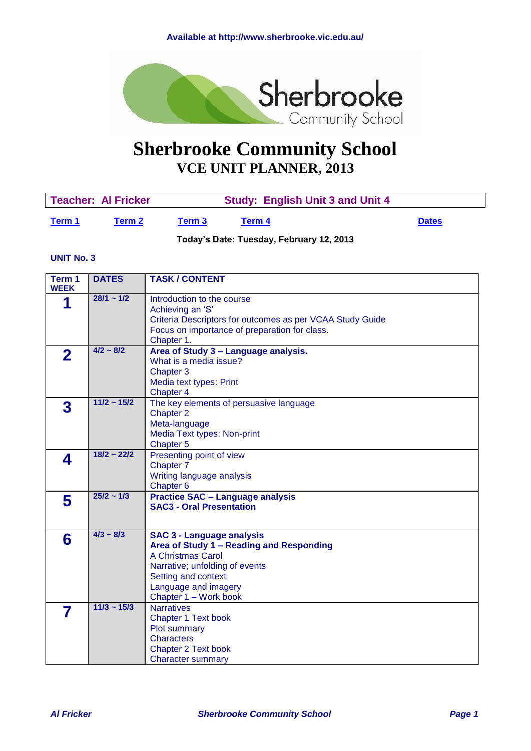Available at http://www.sherbrooke.vic.edu.au/

# Sherbrooke Community School
## VCE UNIT PLANNER, 2013

**Teacher: Al Fricker** **Study: English Unit 3 and Unit 4**

**Term 1** **Term 2** **Term 3** **Term 4** **Dates**

**Today's Date: Tuesday, February 12, 2013**

**UNIT No. 3**

| Term 1 WEEK | DATES | TASK / CONTENT |
|---|---|---|
| **1** | **28/1 ~ 1/2** | Introduction to the course<br>Achieving an 'S'<br>Criteria Descriptors for outcomes as per VCAA Study Guide<br>Focus on importance of preparation for class.<br>Chapter 1. |
| **2** | **4/2 ~ 8/2** | **Area of Study 3 – Language analysis.**<br>What is a media issue?<br>Chapter 3<br>Media text types: Print<br>Chapter 4 |
| **3** | **11/2 ~ 15/2** | The key elements of persuasive language<br>Chapter 2<br>Meta-language<br>Media Text types: Non-print<br>Chapter 5 |
| **4** | **18/2 ~ 22/2** | Presenting point of view<br>Chapter 7<br>Writing language analysis<br>Chapter 6 |
| **5** | **25/2 ~ 1/3** | **Practice SAC – Language analysis**<br>**SAC3 - Oral Presentation** |
| **6** | **4/3 ~ 8/3** | **SAC 3 - Language analysis**<br>**Area of Study 1 – Reading and Responding**<br>A Christmas Carol<br>Narrative; unfolding of events<br>Setting and context<br>Language and imagery<br>Chapter 1 – Work book |
| **7** | **11/3 ~ 15/3** | Narratives<br>Chapter 1 Text book<br>Plot summary<br>Characters<br>Chapter 2 Text book<br>Character summary |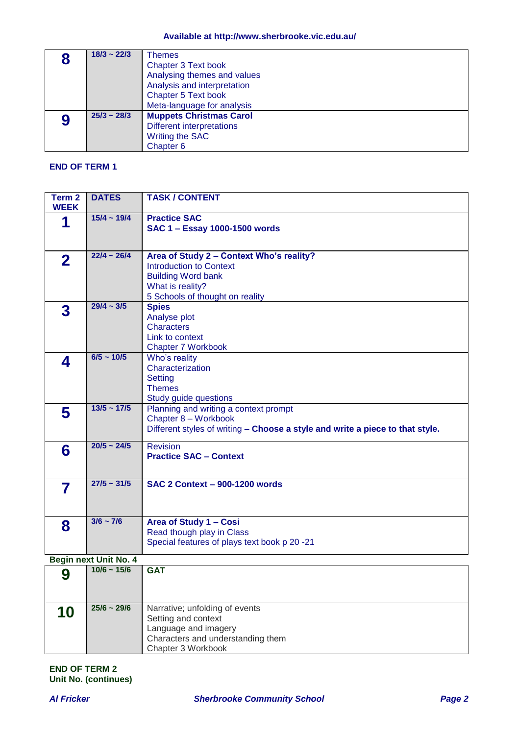**Available at http://www.sherbrooke.vic.edu.au/**

| | | |
|---|---|---|
| **8** | **18/3 ~ 22/3** | Themes<br>Chapter 3 Text book<br>Analysing themes and values<br>Analysis and interpretation<br>Chapter 5 Text book<br>Meta-language for analysis |
| **9** | **25/3 ~ 28/3** | **Muppets Christmas Carol**<br>Different interpretations<br>Writing the SAC<br>Chapter 6 |

**END OF TERM 1**

| Term 2 WEEK | DATES | TASK / CONTENT |
|---|---|---|
| **1** | **15/4 ~ 19/4** | **Practice SAC**<br>**SAC 1 – Essay 1000-1500 words** |
| **2** | **22/4 ~ 26/4** | **Area of Study 2 – Context Who's reality?**<br>Introduction to Context<br>Building Word bank<br>What is reality?<br>5 Schools of thought on reality |
| **3** | **29/4 ~ 3/5** | **Spies**<br>Analyse plot<br>Characters<br>Link to context<br>Chapter 7 Workbook |
| **4** | **6/5 ~ 10/5** | Who's reality<br>Characterization<br>Setting<br>Themes<br>Study guide questions |
| **5** | **13/5 ~ 17/5** | Planning and writing a context prompt<br>Chapter 8 – Workbook<br>Different styles of writing – **Choose a style and write a piece to that style.** |
| **6** | **20/5 ~ 24/5** | Revision<br>**Practice SAC – Context** |
| **7** | **27/5 ~ 31/5** | **SAC 2 Context – 900-1200 words** |
| **8** | **3/6 ~ 7/6** | **Area of Study 1 – Cosi**<br>Read though play in Class<br>Special features of plays text book p 20 -21 |

**Begin next Unit No. 4**

| | | |
|---|---|---|
| **9** | **10/6 ~ 15/6** | **GAT** |
| **10** | **25/6 ~ 29/6** | Narrative; unfolding of events<br>Setting and context<br>Language and imagery<br>Characters and understanding them<br>Chapter 3 Workbook |

**END OF TERM 2**
**Unit No. (continues)**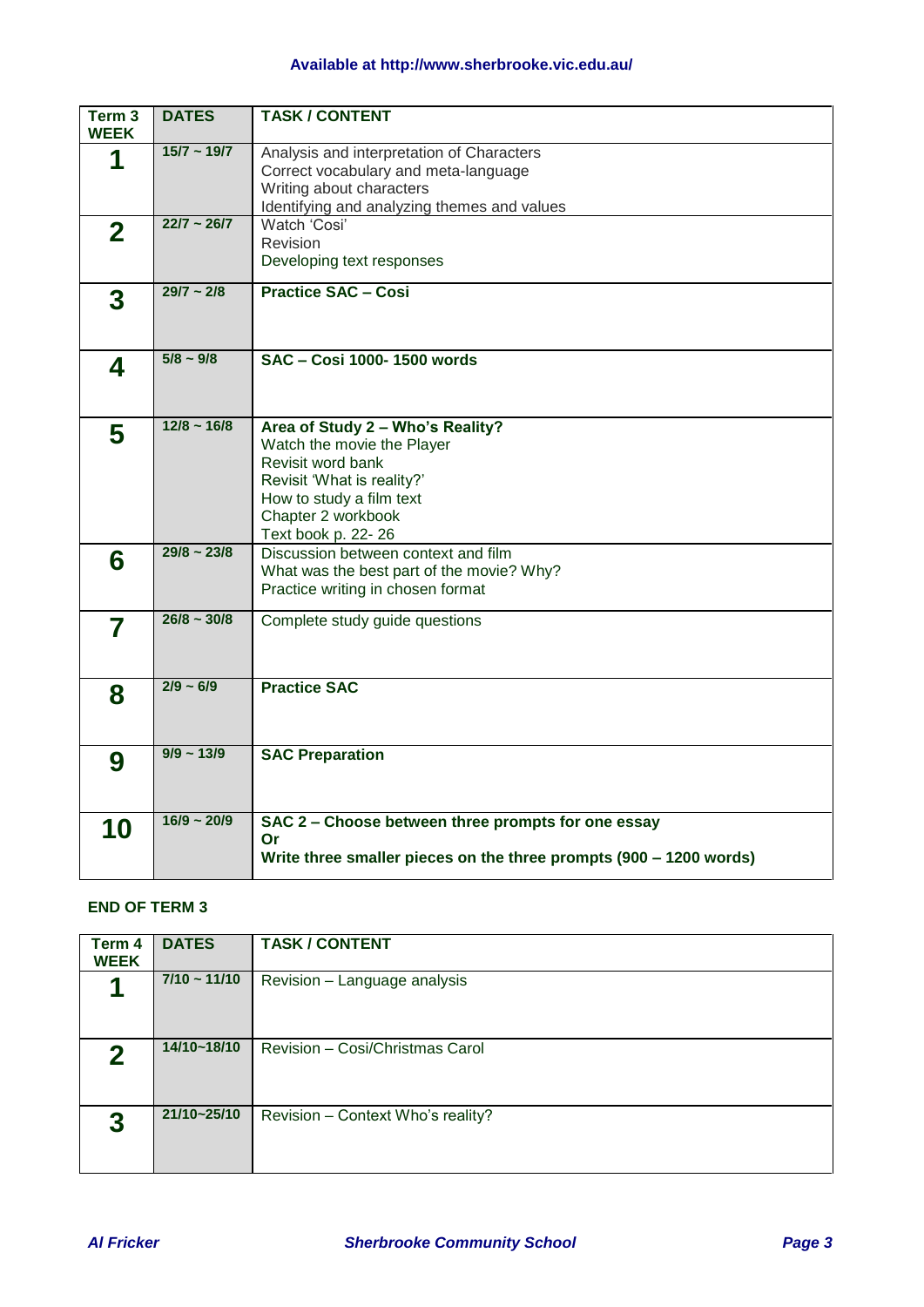**Available at http://www.sherbrooke.vic.edu.au/**

| Term 3 WEEK | DATES | TASK / CONTENT |
|---|---|---|
| **1** | 15/7 ~ 19/7 | Analysis and interpretation of Characters<br>Correct vocabulary and meta-language<br>Writing about characters<br>Identifying and analyzing themes and values |
| **2** | 22/7 ~ 26/7 | Watch 'Cosi'<br>Revision<br>Developing text responses |
| **3** | 29/7 ~ 2/8 | **Practice SAC – Cosi** |
| **4** | 5/8 ~ 9/8 | **SAC – Cosi 1000- 1500 words** |
| **5** | 12/8 ~ 16/8 | **Area of Study 2 – Who's Reality?**<br>Watch the movie the Player<br>Revisit word bank<br>Revisit 'What is reality?'<br>How to study a film text<br>Chapter 2 workbook<br>Text book p. 22- 26 |
| **6** | 29/8 ~ 23/8 | Discussion between context and film<br>What was the best part of the movie? Why?<br>Practice writing in chosen format |
| **7** | 26/8 ~ 30/8 | Complete study guide questions |
| **8** | 2/9 ~ 6/9 | **Practice SAC** |
| **9** | 9/9 ~ 13/9 | **SAC Preparation** |
| **10** | 16/9 ~ 20/9 | **SAC 2 – Choose between three prompts for one essay**<br>**Or**<br>**Write three smaller pieces on the three prompts (900 – 1200 words)** |

**END OF TERM 3**

| Term 4 WEEK | DATES | TASK / CONTENT |
|---|---|---|
| **1** | 7/10 ~ 11/10 | Revision – Language analysis |
| **2** | 14/10~18/10 | Revision – Cosi/Christmas Carol |
| **3** | 21/10~25/10 | Revision – Context Who's reality? |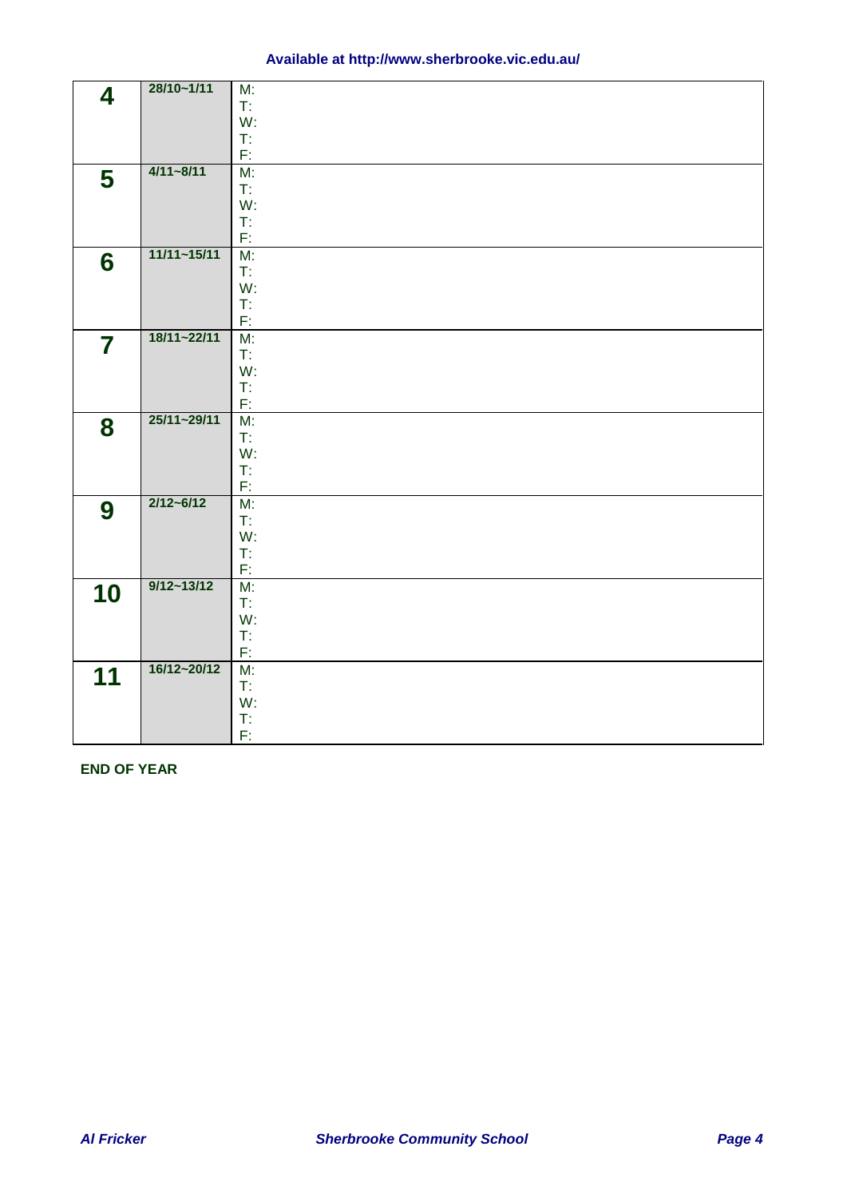| | | |
|---|---|---|
| **4** | **28/10~1/11** | M:<br>T:<br>W:<br>T:<br>F: |
| **5** | **4/11~8/11** | M:<br>T:<br>W:<br>T:<br>F: |
| **6** | **11/11~15/11** | M:<br>T:<br>W:<br>T:<br>F: |
| **7** | **18/11~22/11** | M:<br>T:<br>W:<br>T:<br>F: |
| **8** | **25/11~29/11** | M:<br>T:<br>W:<br>T:<br>F: |
| **9** | **2/12~6/12** | M:<br>T:<br>W:<br>T:<br>F: |
| **10** | **9/12~13/12** | M:<br>T:<br>W:<br>T:<br>F: |
| **11** | **16/12~20/12** | M:<br>T:<br>W:<br>T:<br>F: |

**END OF YEAR**